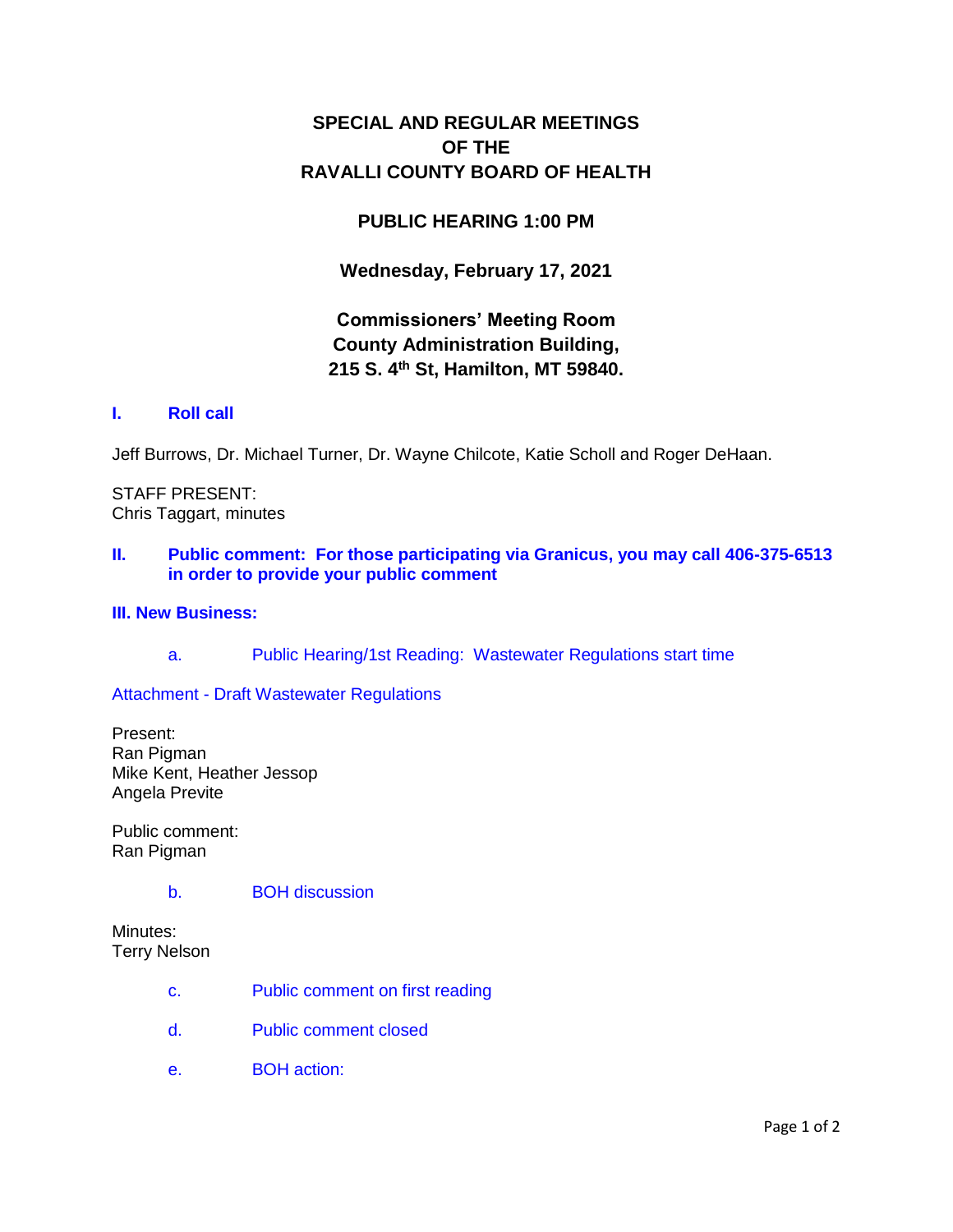# SPECIAL AND REGULAR MEETINGS OF THE RAVALLI COUNTY BOARD OF HEALTH

## PUBLIC HEARING 1:00 PM

### Wednesday, February 17, 2021

### Commissioners' Meeting Room
### County Administration Building,
### 215 S. 4th St, Hamilton, MT 59840.

**I. Roll call**

Jeff Burrows, Dr. Michael Turner, Dr. Wayne Chilcote, Katie Scholl and Roger DeHaan.

STAFF PRESENT:
Chris Taggart, minutes

**II. Public comment: For those participating via Granicus, you may call 406-375-6513 in order to provide your public comment**

**III. New Business:**

a. Public Hearing/1st Reading: Wastewater Regulations start time

Attachment - Draft Wastewater Regulations

Present:
Ran Pigman
Mike Kent, Heather Jessop
Angela Previte

Public comment:
Ran Pigman

b. BOH discussion

Minutes:
Terry Nelson

c. Public comment on first reading

d. Public comment closed

e. BOH action: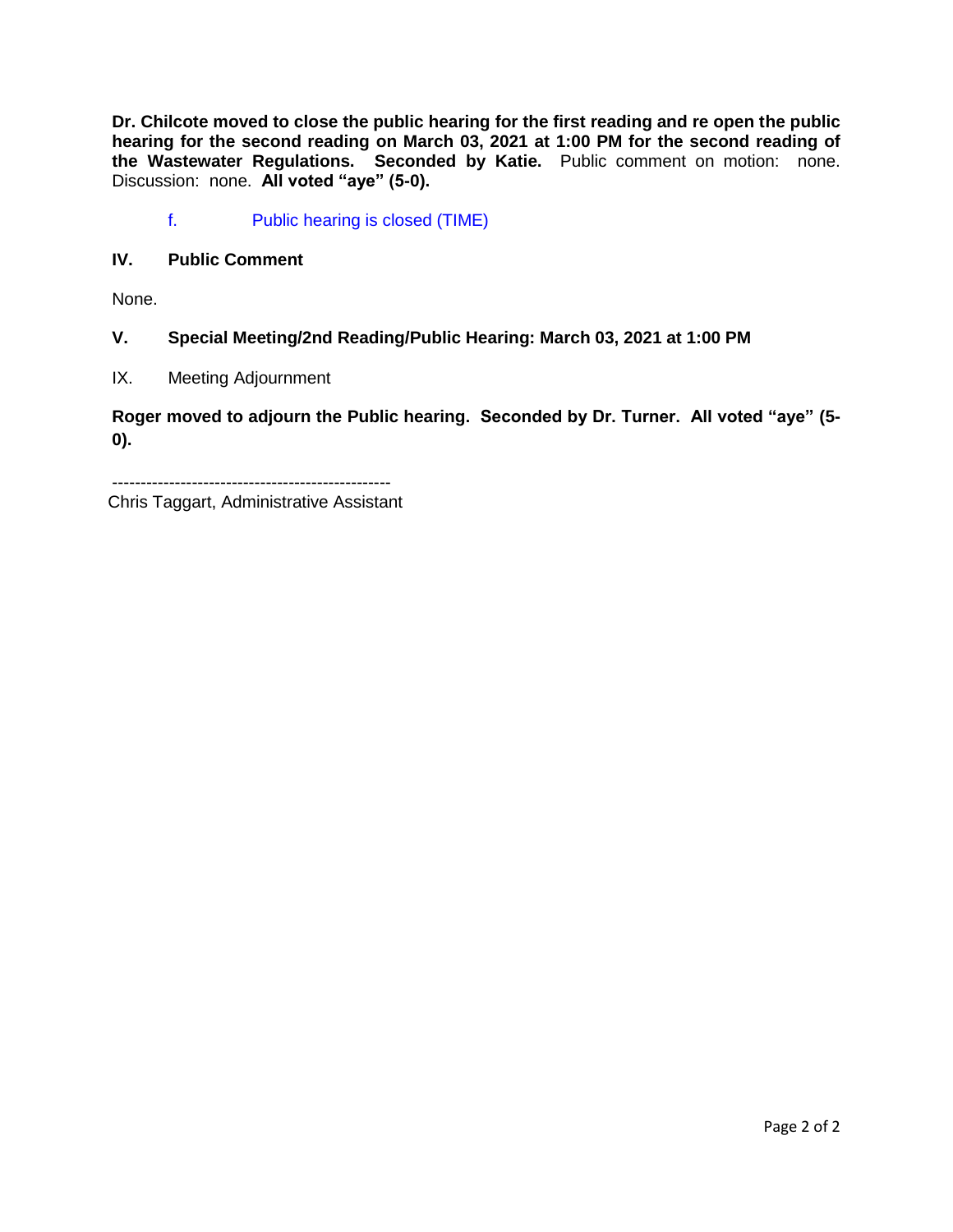**Dr. Chilcote moved to close the public hearing for the first reading and re open the public hearing for the second reading on March 03, 2021 at 1:00 PM for the second reading of the Wastewater Regulations. Seconded by Katie.** Public comment on motion: none. Discussion: none. **All voted "aye" (5-0).**

f. Public hearing is closed (TIME)

### IV. Public Comment

None.

### V. Special Meeting/2nd Reading/Public Hearing: March 03, 2021 at 1:00 PM

IX. Meeting Adjournment

**Roger moved to adjourn the Public hearing. Seconded by Dr. Turner. All voted "aye" (5-0).**

--------------------------------------------------
Chris Taggart, Administrative Assistant